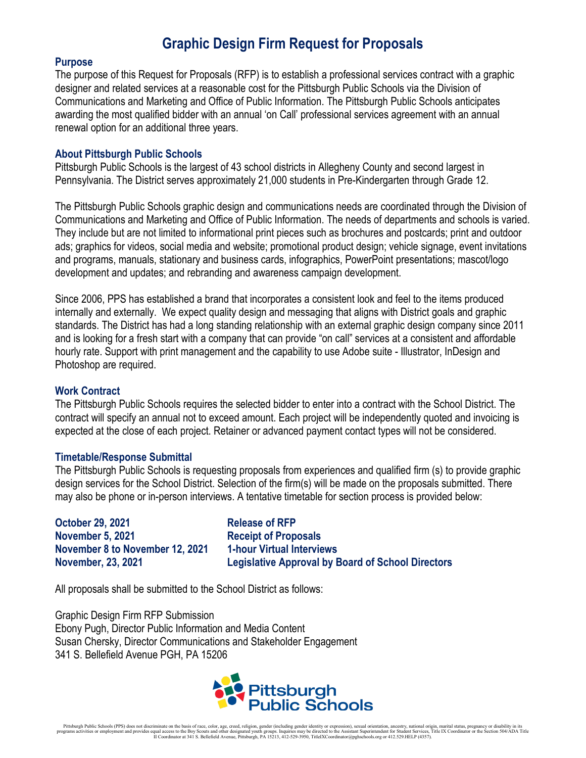# Graphic Design Firm Request for Proposals

## Purpose

The purpose of this Request for Proposals (RFP) is to establish a professional services contract with a graphic designer and related services at a reasonable cost for the Pittsburgh Public Schools via the Division of Communications and Marketing and Office of Public Information. The Pittsburgh Public Schools anticipates awarding the most qualified bidder with an annual 'on Call' professional services agreement with an annual renewal option for an additional three years.

## About Pittsburgh Public Schools

Pittsburgh Public Schools is the largest of 43 school districts in Allegheny County and second largest in Pennsylvania. The District serves approximately 21,000 students in Pre-Kindergarten through Grade 12.

The Pittsburgh Public Schools graphic design and communications needs are coordinated through the Division of Communications and Marketing and Office of Public Information. The needs of departments and schools is varied. They include but are not limited to informational print pieces such as brochures and postcards; print and outdoor ads; graphics for videos, social media and website; promotional product design; vehicle signage, event invitations and programs, manuals, stationary and business cards, infographics, PowerPoint presentations; mascot/logo development and updates; and rebranding and awareness campaign development.

Since 2006, PPS has established a brand that incorporates a consistent look and feel to the items produced internally and externally. We expect quality design and messaging that aligns with District goals and graphic standards. The District has had a long standing relationship with an external graphic design company since 2011 and is looking for a fresh start with a company that can provide "on call" services at a consistent and affordable hourly rate. Support with print management and the capability to use Adobe suite - Illustrator, InDesign and Photoshop are required.

## Work Contract

The Pittsburgh Public Schools requires the selected bidder to enter into a contract with the School District. The contract will specify an annual not to exceed amount. Each project will be independently quoted and invoicing is expected at the close of each project. Retainer or advanced payment contact types will not be considered.

## Timetable/Response Submittal

The Pittsburgh Public Schools is requesting proposals from experiences and qualified firm (s) to provide graphic design services for the School District. Selection of the firm(s) will be made on the proposals submitted. There may also be phone or in-person interviews. A tentative timetable for section process is provided below:

| | |
|---|---|
| **October 29, 2021** | **Release of RFP** |
| **November 5, 2021** | **Receipt of Proposals** |
| **November 8 to November 12, 2021** | **1-hour Virtual Interviews** |
| **November, 23, 2021** | **Legislative Approval by Board of School Directors** |

All proposals shall be submitted to the School District as follows:

Graphic Design Firm RFP Submission
Ebony Pugh, Director Public Information and Media Content
Susan Chersky, Director Communications and Stakeholder Engagement
341 S. Bellefield Avenue PGH, PA 15206

Pittsburgh Public Schools

Pittsburgh Public Schools (PPS) does not discriminate on the basis of race, color, age, creed, religion, gender (including gender identity or expression), sexual orientation, ancestry, national origin, marital status, pregnancy or disability in its programs activities or employment and provides equal access to the Boy Scouts and other designated youth groups. Inquiries may be directed to the Assistant Superintendent for Student Services, Title IX Coordinator or the Section 504/ADA Title II Coordinator at 341 S. Bellefield Avenue, Pittsburgh, PA 15213, 412-529-3950, TitleIXCoordinator@pghschools.org or 412.529.HELP (4357).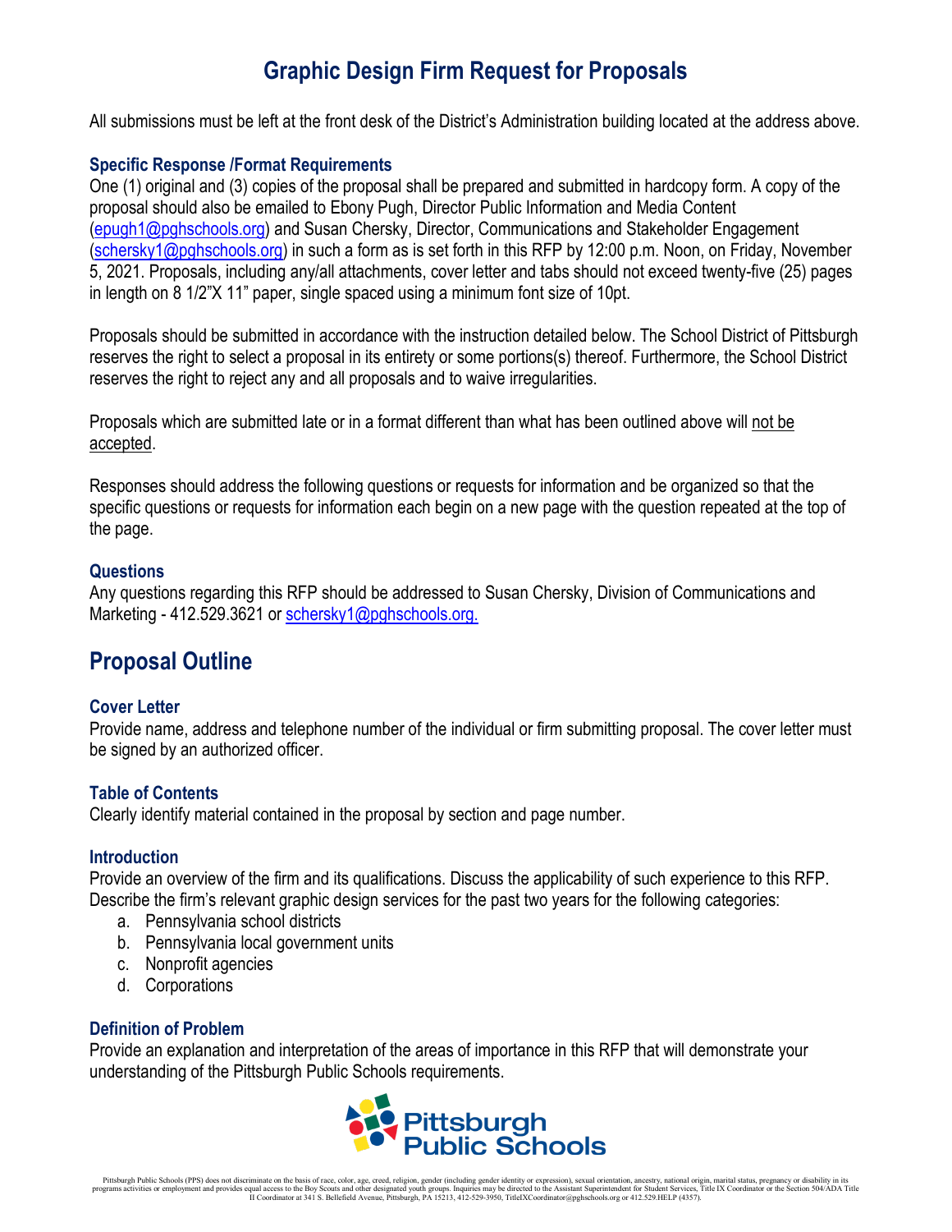# Graphic Design Firm Request for Proposals

All submissions must be left at the front desk of the District's Administration building located at the address above.

### Specific Response /Format Requirements

One (1) original and (3) copies of the proposal shall be prepared and submitted in hardcopy form. A copy of the proposal should also be emailed to Ebony Pugh, Director Public Information and Media Content (epugh1@pghschools.org) and Susan Chersky, Director, Communications and Stakeholder Engagement (schersky1@pghschools.org) in such a form as is set forth in this RFP by 12:00 p.m. Noon, on Friday, November 5, 2021. Proposals, including any/all attachments, cover letter and tabs should not exceed twenty-five (25) pages in length on 8 1/2"X 11" paper, single spaced using a minimum font size of 10pt.

Proposals should be submitted in accordance with the instruction detailed below. The School District of Pittsburgh reserves the right to select a proposal in its entirety or some portions(s) thereof. Furthermore, the School District reserves the right to reject any and all proposals and to waive irregularities.

Proposals which are submitted late or in a format different than what has been outlined above will not be accepted.

Responses should address the following questions or requests for information and be organized so that the specific questions or requests for information each begin on a new page with the question repeated at the top of the page.

### Questions

Any questions regarding this RFP should be addressed to Susan Chersky, Division of Communications and Marketing - 412.529.3621 or schersky1@pghschools.org.

## Proposal Outline

### Cover Letter

Provide name, address and telephone number of the individual or firm submitting proposal. The cover letter must be signed by an authorized officer.

### Table of Contents

Clearly identify material contained in the proposal by section and page number.

### Introduction

Provide an overview of the firm and its qualifications. Discuss the applicability of such experience to this RFP. Describe the firm's relevant graphic design services for the past two years for the following categories:

a. Pennsylvania school districts
b. Pennsylvania local government units
c. Nonprofit agencies
d. Corporations

### Definition of Problem

Provide an explanation and interpretation of the areas of importance in this RFP that will demonstrate your understanding of the Pittsburgh Public Schools requirements.

Pittsburgh Public Schools

Pittsburgh Public Schools (PPS) does not discriminate on the basis of race, color, age, creed, religion, gender (including gender identity or expression), sexual orientation, ancestry, national origin, marital status, pregnancy or disability in its programs activities or employment and provides equal access to the Boy Scouts and other designated youth groups. Inquiries may be directed to the Assistant Superintendent for Student Services, Title IX Coordinator or the Section 504/ADA Title II Coordinator at 341 S. Bellefield Avenue, Pittsburgh, PA 15213, 412-529-3950, TitleIXCoordinator@pghschools.org or 412.529.HELP (4357).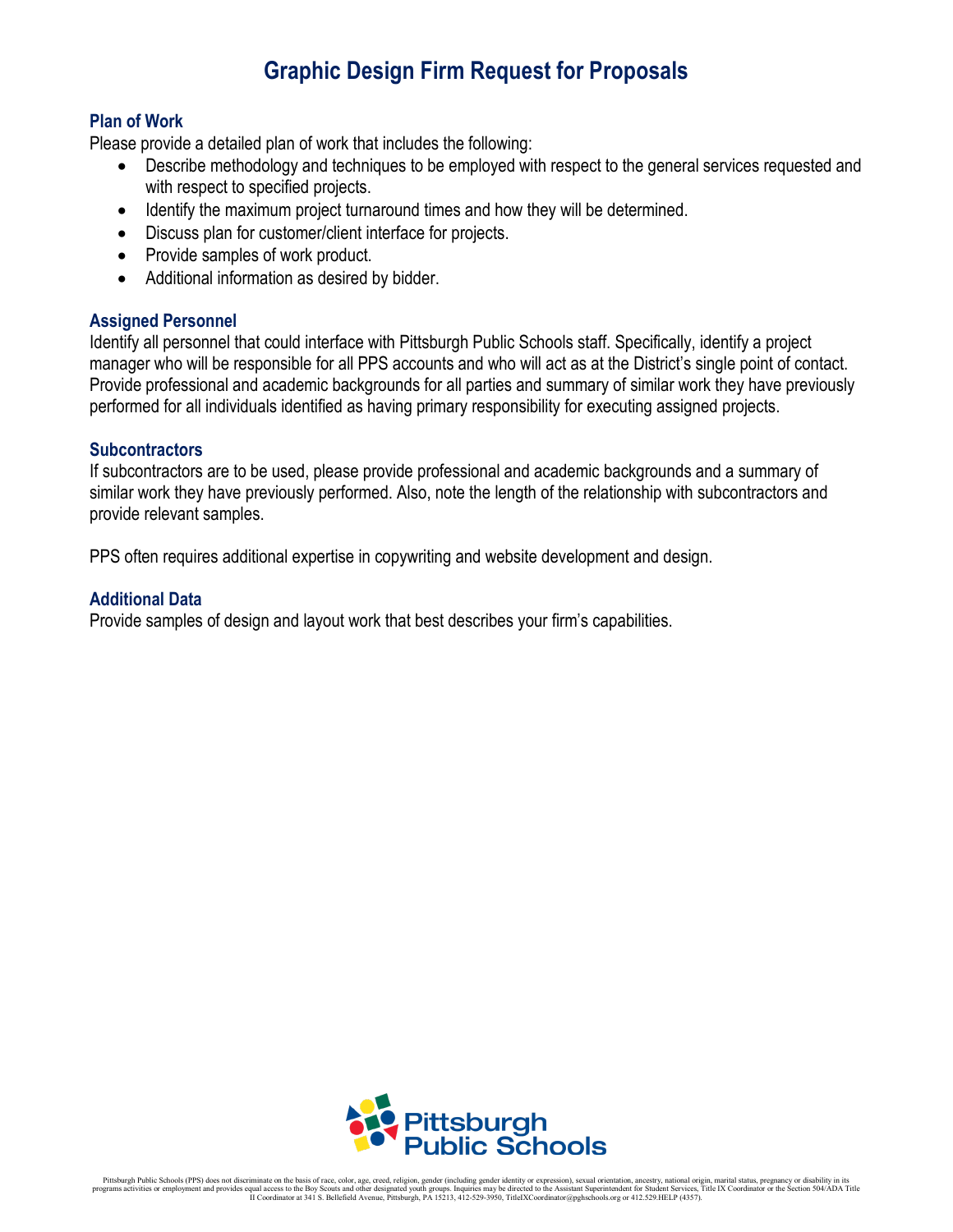# Graphic Design Firm Request for Proposals

### Plan of Work

Please provide a detailed plan of work that includes the following:

- Describe methodology and techniques to be employed with respect to the general services requested and with respect to specified projects.
- Identify the maximum project turnaround times and how they will be determined.
- Discuss plan for customer/client interface for projects.
- Provide samples of work product.
- Additional information as desired by bidder.

### Assigned Personnel

Identify all personnel that could interface with Pittsburgh Public Schools staff. Specifically, identify a project manager who will be responsible for all PPS accounts and who will act as at the District's single point of contact. Provide professional and academic backgrounds for all parties and summary of similar work they have previously performed for all individuals identified as having primary responsibility for executing assigned projects.

### Subcontractors

If subcontractors are to be used, please provide professional and academic backgrounds and a summary of similar work they have previously performed. Also, note the length of the relationship with subcontractors and provide relevant samples.

PPS often requires additional expertise in copywriting and website development and design.

### Additional Data

Provide samples of design and layout work that best describes your firm's capabilities.

Pittsburgh Public Schools

Pittsburgh Public Schools (PPS) does not discriminate on the basis of race, color, age, creed, religion, gender (including gender identity or expression), sexual orientation, ancestry, national origin, marital status, pregnancy or disability in its programs activities or employment and provides equal access to the Boy Scouts and other designated youth groups. Inquiries may be directed to the Assistant Superintendent for Student Services, Title IX Coordinator or the Section 504/ADA Title II Coordinator at 341 S. Bellefield Avenue, Pittsburgh, PA 15213, 412-529-3950, TitleIXCoordinator@pghschools.org or 412.529.HELP (4357).